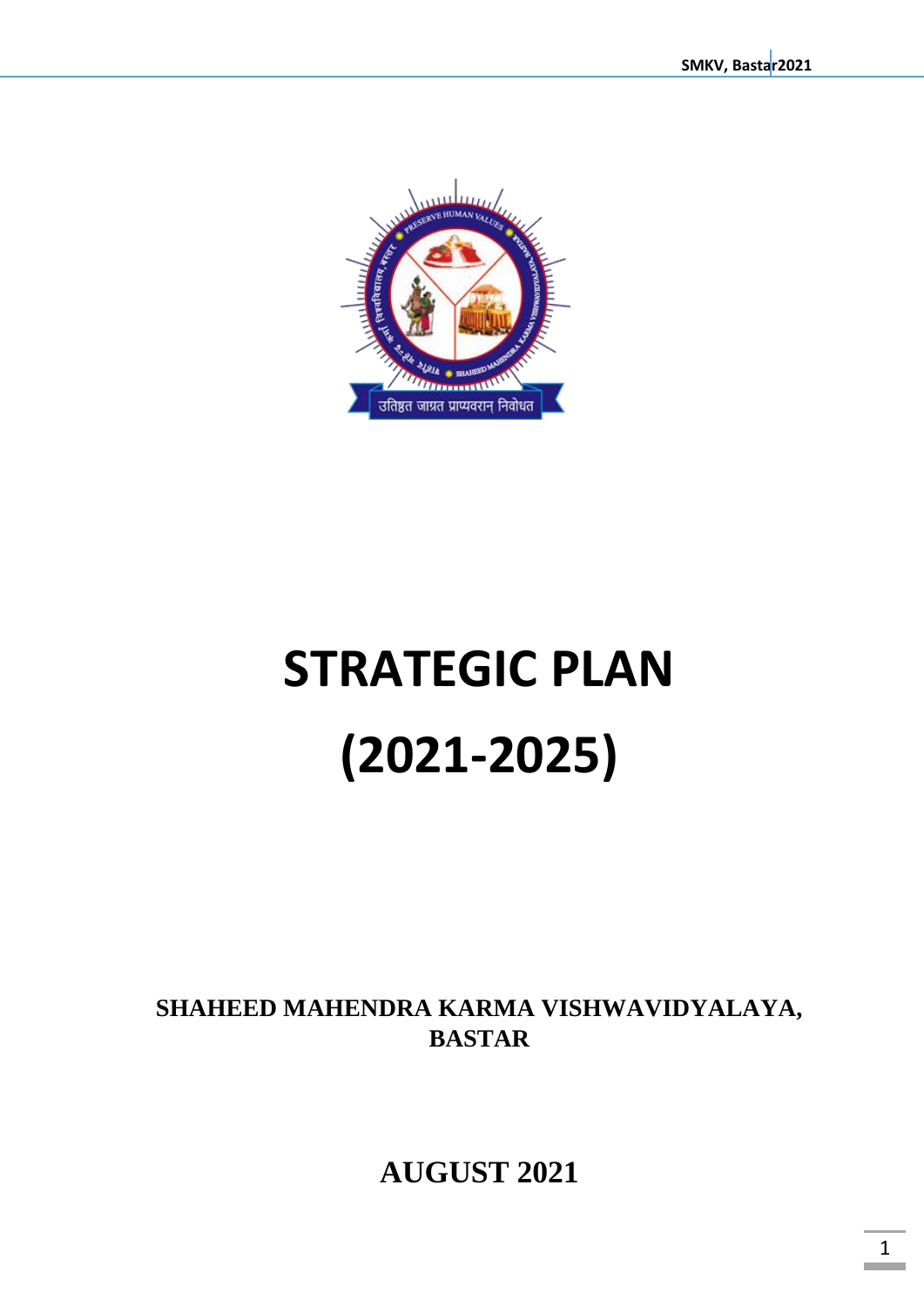# STRATEGIC PLAN

# (2021-2025)

**SHAHEED MAHENDRA KARMA VISHWAVIDYALAYA, BASTAR**

**AUGUST 2021**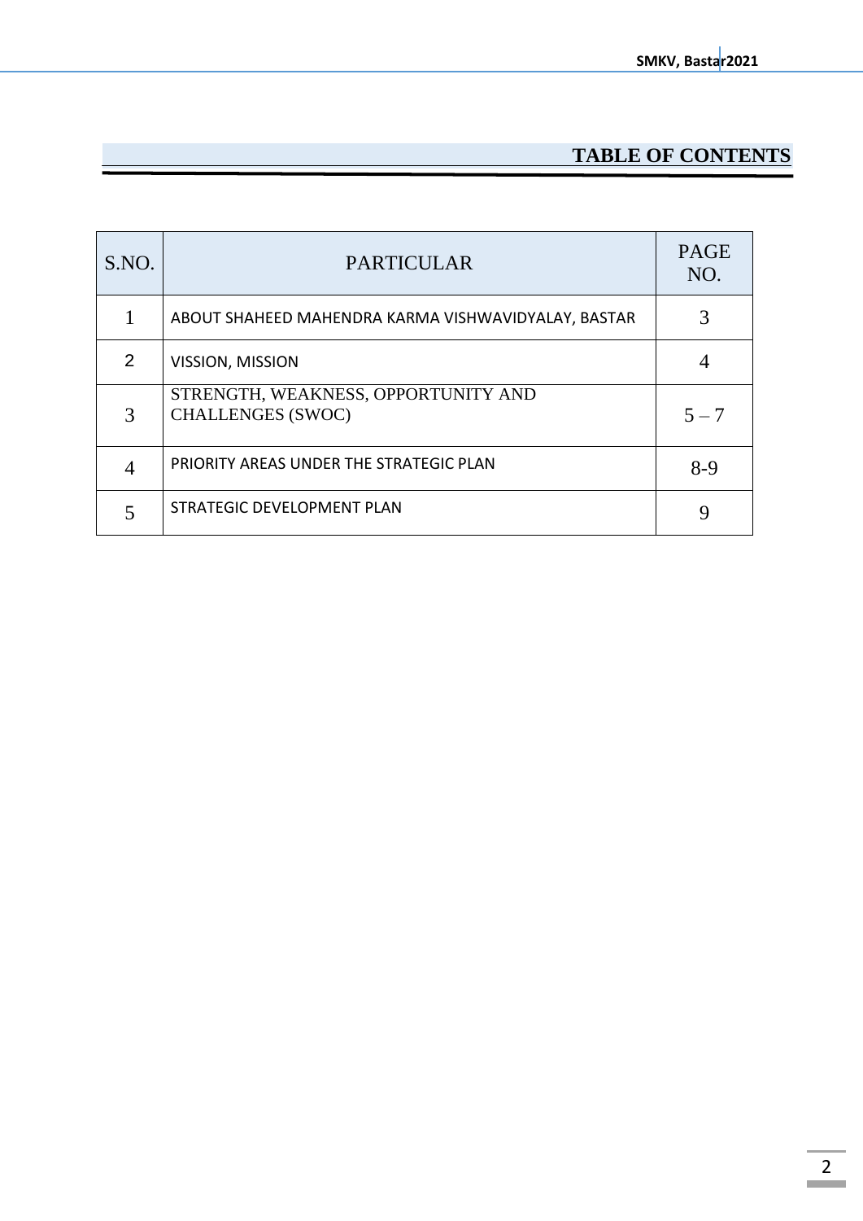# TABLE OF CONTENTS

| S.NO. | PARTICULAR | PAGE NO. |
|---|---|---|
| 1 | ABOUT SHAHEED MAHENDRA KARMA VISHWAVIDYALAY, BASTAR | 3 |
| 2 | VISSION, MISSION | 4 |
| 3 | STRENGTH, WEAKNESS, OPPORTUNITY AND CHALLENGES (SWOC) | 5 – 7 |
| 4 | PRIORITY AREAS UNDER THE STRATEGIC PLAN | 8-9 |
| 5 | STRATEGIC DEVELOPMENT PLAN | 9 |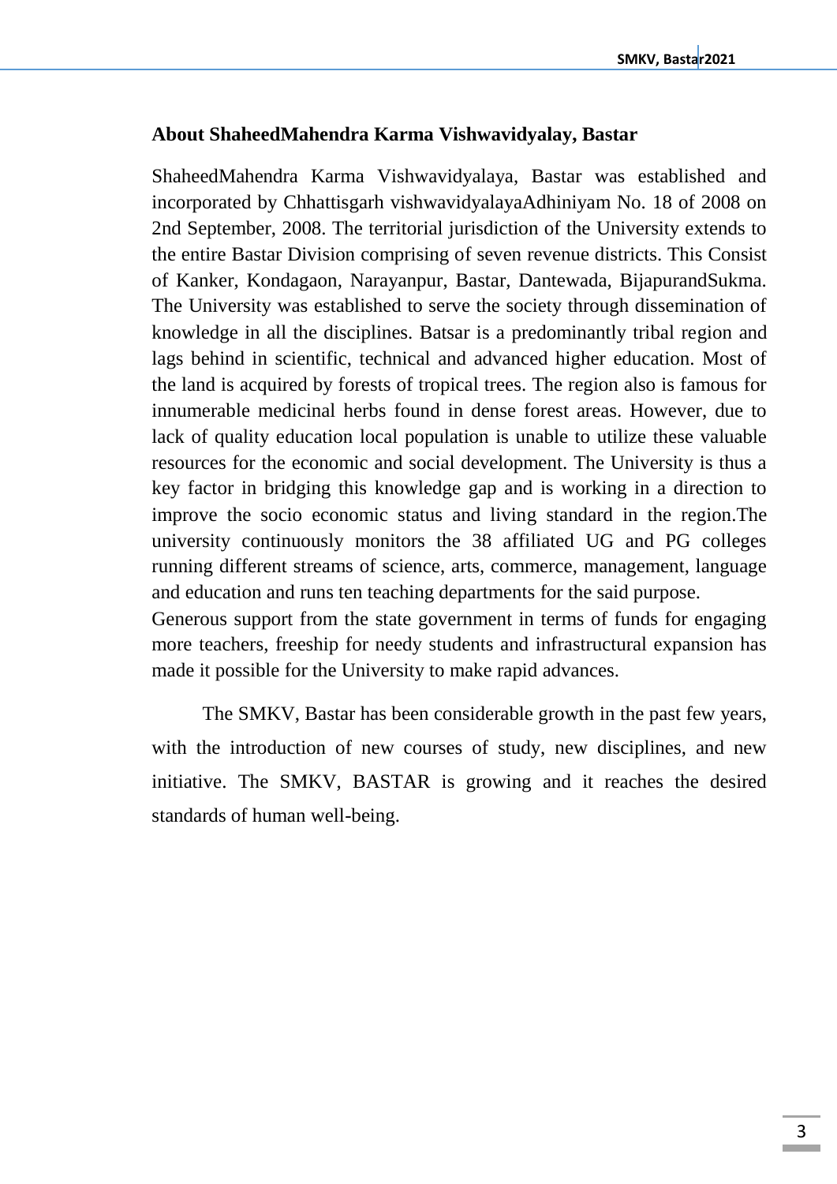## About ShaheedMahendra Karma Vishwavidyalay, Bastar

ShaheedMahendra Karma Vishwavidyalaya, Bastar was established and incorporated by Chhattisgarh vishwavidyalayaAdhiniyam No. 18 of 2008 on 2nd September, 2008. The territorial jurisdiction of the University extends to the entire Bastar Division comprising of seven revenue districts. This Consist of Kanker, Kondagaon, Narayanpur, Bastar, Dantewada, BijapurandSukma. The University was established to serve the society through dissemination of knowledge in all the disciplines. Batsar is a predominantly tribal region and lags behind in scientific, technical and advanced higher education. Most of the land is acquired by forests of tropical trees. The region also is famous for innumerable medicinal herbs found in dense forest areas. However, due to lack of quality education local population is unable to utilize these valuable resources for the economic and social development. The University is thus a key factor in bridging this knowledge gap and is working in a direction to improve the socio economic status and living standard in the region.The university continuously monitors the 38 affiliated UG and PG colleges running different streams of science, arts, commerce, management, language and education and runs ten teaching departments for the said purpose.
Generous support from the state government in terms of funds for engaging more teachers, freeship for needy students and infrastructural expansion has made it possible for the University to make rapid advances.

The SMKV, Bastar has been considerable growth in the past few years, with the introduction of new courses of study, new disciplines, and new initiative. The SMKV, BASTAR is growing and it reaches the desired standards of human well-being.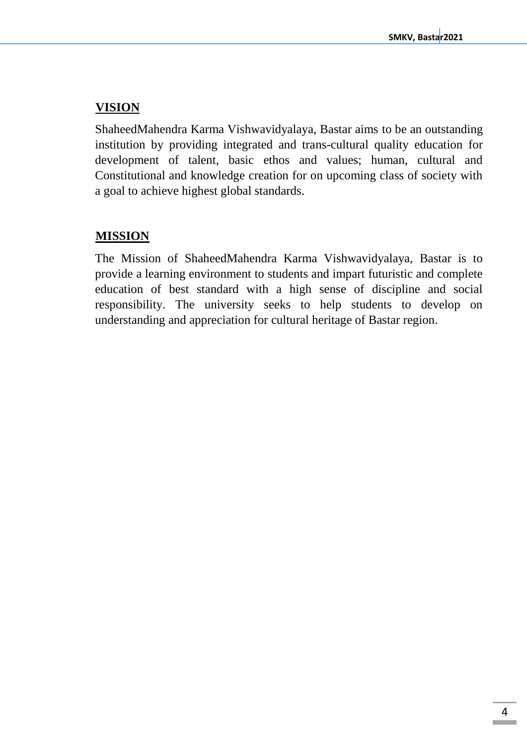## VISION

ShaheedMahendra Karma Vishwavidyalaya, Bastar aims to be an outstanding institution by providing integrated and trans-cultural quality education for development of talent, basic ethos and values; human, cultural and Constitutional and knowledge creation for on upcoming class of society with a goal to achieve highest global standards.

## MISSION

The Mission of ShaheedMahendra Karma Vishwavidyalaya, Bastar is to provide a learning environment to students and impart futuristic and complete education of best standard with a high sense of discipline and social responsibility. The university seeks to help students to develop on understanding and appreciation for cultural heritage of Bastar region.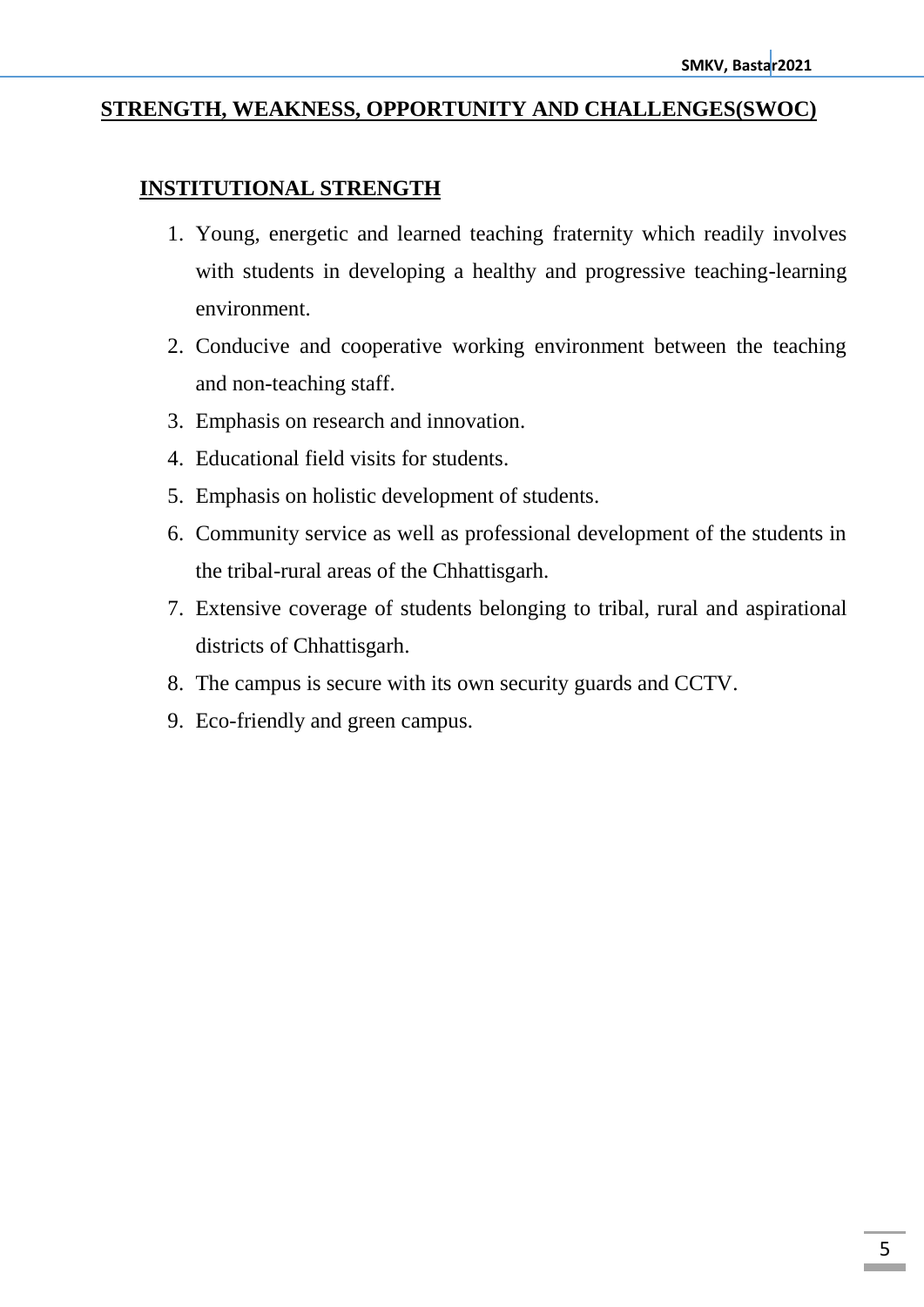# STRENGTH, WEAKNESS, OPPORTUNITY AND CHALLENGES(SWOC)

## INSTITUTIONAL STRENGTH

1. Young, energetic and learned teaching fraternity which readily involves with students in developing a healthy and progressive teaching-learning environment.
2. Conducive and cooperative working environment between the teaching and non-teaching staff.
3. Emphasis on research and innovation.
4. Educational field visits for students.
5. Emphasis on holistic development of students.
6. Community service as well as professional development of the students in the tribal-rural areas of the Chhattisgarh.
7. Extensive coverage of students belonging to tribal, rural and aspirational districts of Chhattisgarh.
8. The campus is secure with its own security guards and CCTV.
9. Eco-friendly and green campus.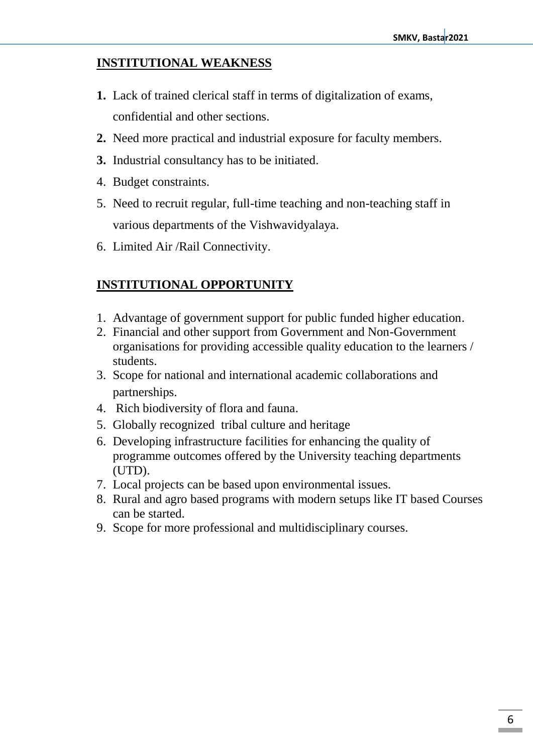## INSTITUTIONAL WEAKNESS

1. Lack of trained clerical staff in terms of digitalization of exams, confidential and other sections.
2. Need more practical and industrial exposure for faculty members.
3. Industrial consultancy has to be initiated.
4. Budget constraints.
5. Need to recruit regular, full-time teaching and non-teaching staff in various departments of the Vishwavidyalaya.
6. Limited Air /Rail Connectivity.

## INSTITUTIONAL OPPORTUNITY

1. Advantage of government support for public funded higher education.
2. Financial and other support from Government and Non-Government organisations for providing accessible quality education to the learners / students.
3. Scope for national and international academic collaborations and partnerships.
4. Rich biodiversity of flora and fauna.
5. Globally recognized tribal culture and heritage
6. Developing infrastructure facilities for enhancing the quality of programme outcomes offered by the University teaching departments (UTD).
7. Local projects can be based upon environmental issues.
8. Rural and agro based programs with modern setups like IT based Courses can be started.
9. Scope for more professional and multidisciplinary courses.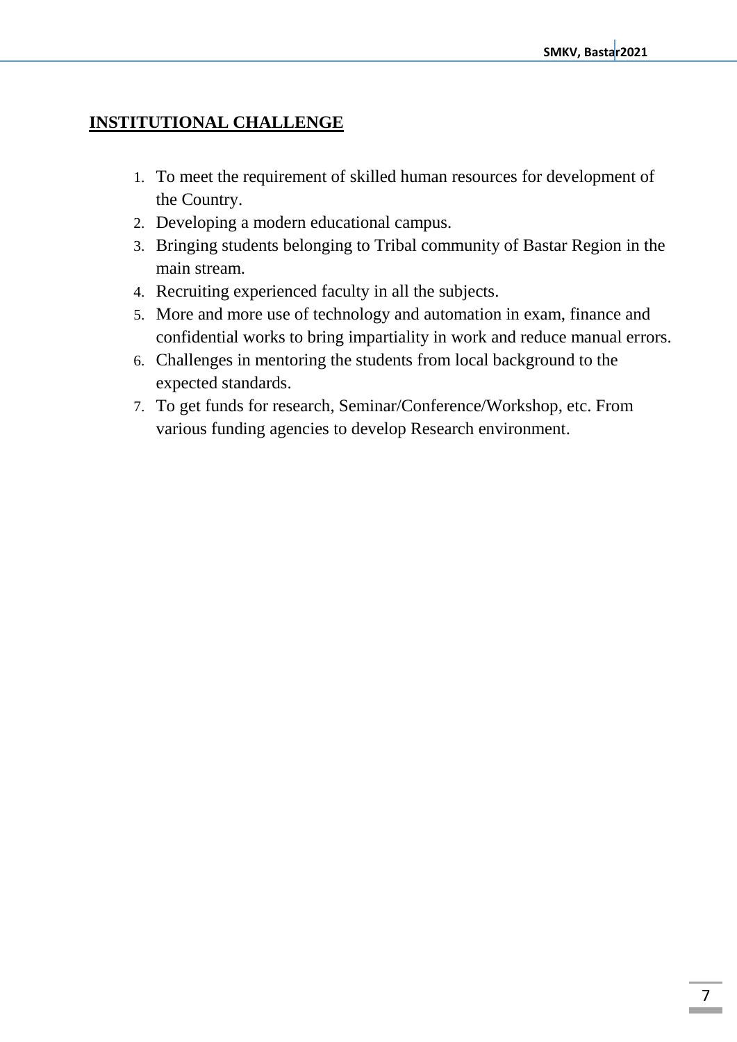## INSTITUTIONAL CHALLENGE

1. To meet the requirement of skilled human resources for development of the Country.
2. Developing a modern educational campus.
3. Bringing students belonging to Tribal community of Bastar Region in the main stream.
4. Recruiting experienced faculty in all the subjects.
5. More and more use of technology and automation in exam, finance and confidential works to bring impartiality in work and reduce manual errors.
6. Challenges in mentoring the students from local background to the expected standards.
7. To get funds for research, Seminar/Conference/Workshop, etc. From various funding agencies to develop Research environment.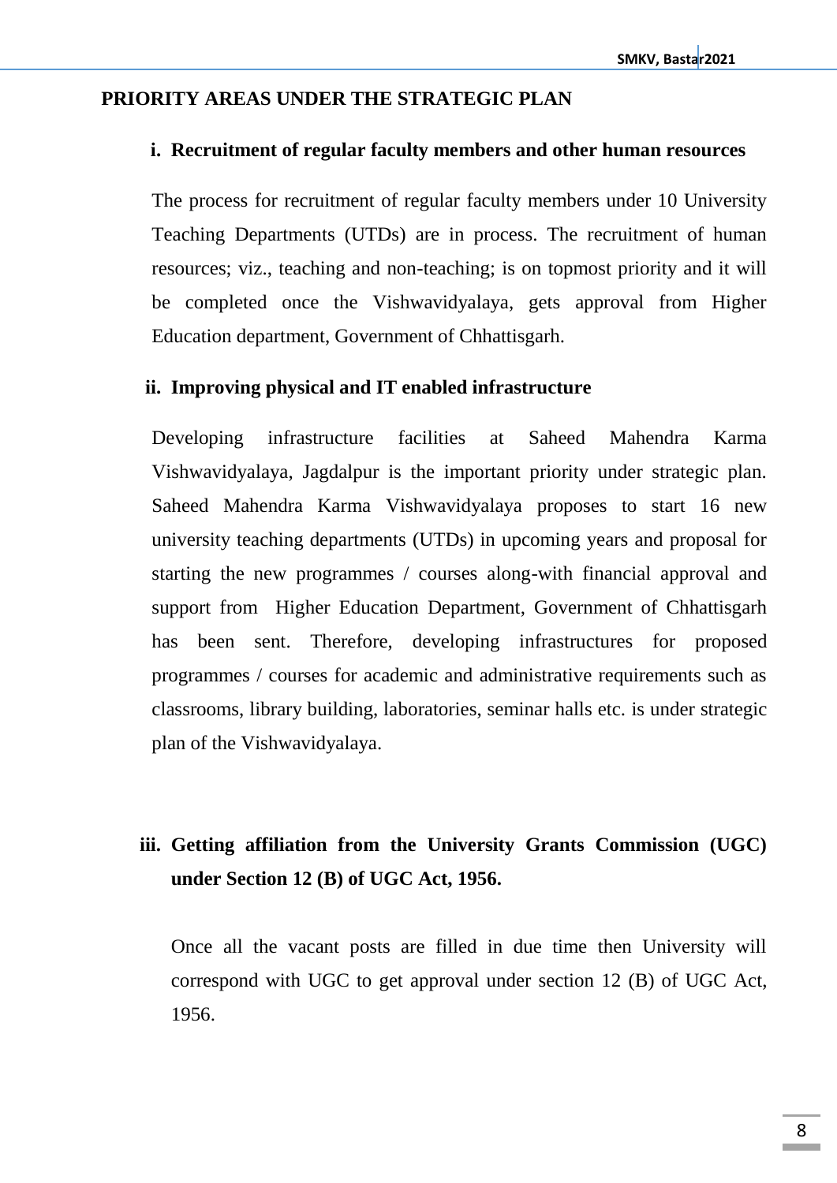## PRIORITY AREAS UNDER THE STRATEGIC PLAN

### i. Recruitment of regular faculty members and other human resources

The process for recruitment of regular faculty members under 10 University Teaching Departments (UTDs) are in process. The recruitment of human resources; viz., teaching and non-teaching; is on topmost priority and it will be completed once the Vishwavidyalaya, gets approval from Higher Education department, Government of Chhattisgarh.

### ii. Improving physical and IT enabled infrastructure

Developing infrastructure facilities at Saheed Mahendra Karma Vishwavidyalaya, Jagdalpur is the important priority under strategic plan. Saheed Mahendra Karma Vishwavidyalaya proposes to start 16 new university teaching departments (UTDs) in upcoming years and proposal for starting the new programmes / courses along-with financial approval and support from Higher Education Department, Government of Chhattisgarh has been sent. Therefore, developing infrastructures for proposed programmes / courses for academic and administrative requirements such as classrooms, library building, laboratories, seminar halls etc. is under strategic plan of the Vishwavidyalaya.

### iii. Getting affiliation from the University Grants Commission (UGC) under Section 12 (B) of UGC Act, 1956.

Once all the vacant posts are filled in due time then University will correspond with UGC to get approval under section 12 (B) of UGC Act, 1956.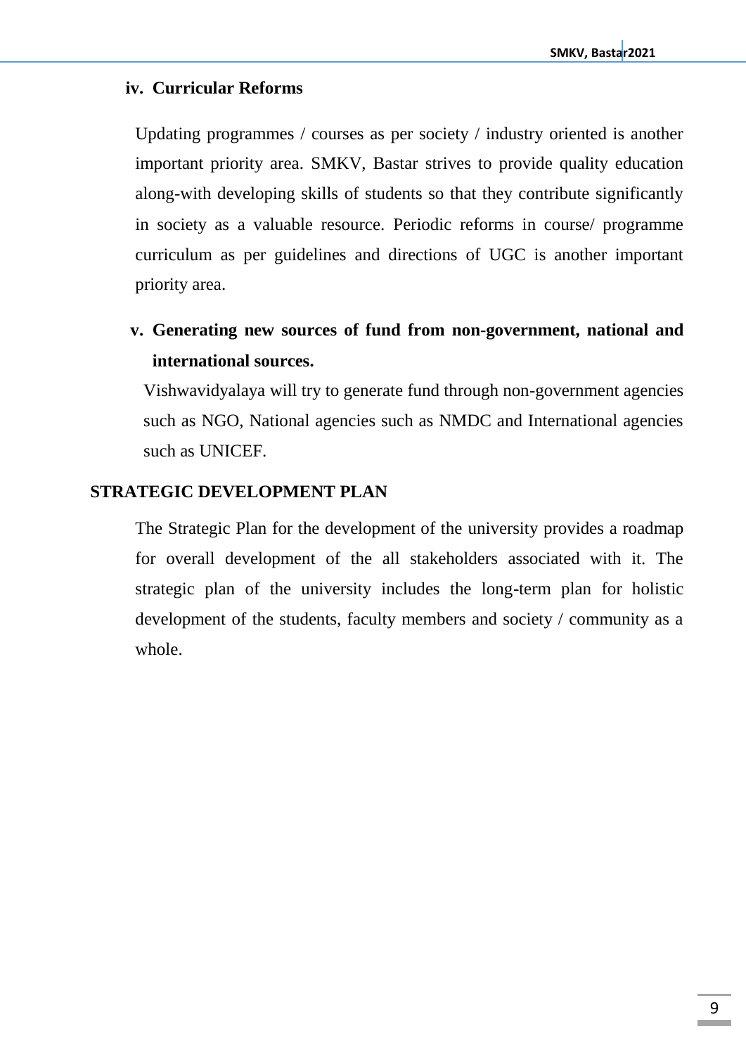### iv. Curricular Reforms

Updating programmes / courses as per society / industry oriented is another important priority area. SMKV, Bastar strives to provide quality education along-with developing skills of students so that they contribute significantly in society as a valuable resource. Periodic reforms in course/ programme curriculum as per guidelines and directions of UGC is another important priority area.

### v. Generating new sources of fund from non-government, national and international sources.

Vishwavidyalaya will try to generate fund through non-government agencies such as NGO, National agencies such as NMDC and International agencies such as UNICEF.

## STRATEGIC DEVELOPMENT PLAN

The Strategic Plan for the development of the university provides a roadmap for overall development of the all stakeholders associated with it. The strategic plan of the university includes the long-term plan for holistic development of the students, faculty members and society / community as a whole.